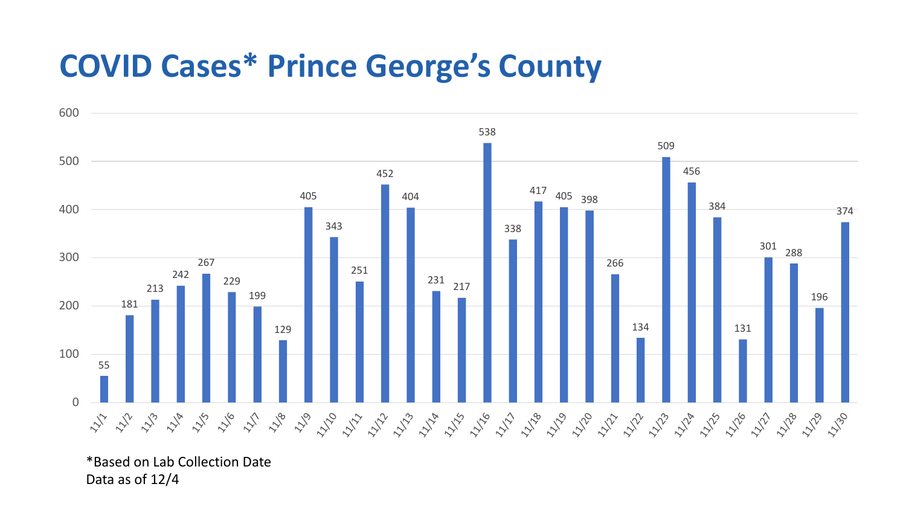# COVID Cases* Prince George's County

| Date | Cases |
| --- | --- |
| 11/1 | 55 |
| 11/2 | 181 |
| 11/3 | 213 |
| 11/4 | 242 |
| 11/5 | 267 |
| 11/6 | 229 |
| 11/7 | 199 |
| 11/8 | 129 |
| 11/9 | 405 |
| 11/10 | 343 |
| 11/11 | 251 |
| 11/12 | 452 |
| 11/13 | 404 |
| 11/14 | 231 |
| 11/15 | 217 |
| 11/16 | 538 |
| 11/17 | 338 |
| 11/18 | 417 |
| 11/19 | 405 |
| 11/20 | 398 |
| 11/21 | 266 |
| 11/22 | 134 |
| 11/23 | 509 |
| 11/24 | 456 |
| 11/25 | 384 |
| 11/26 | 131 |
| 11/27 | 301 |
| 11/28 | 288 |
| 11/29 | 196 |
| 11/30 | 374 |

*Based on Lab Collection Date
Data as of 12/4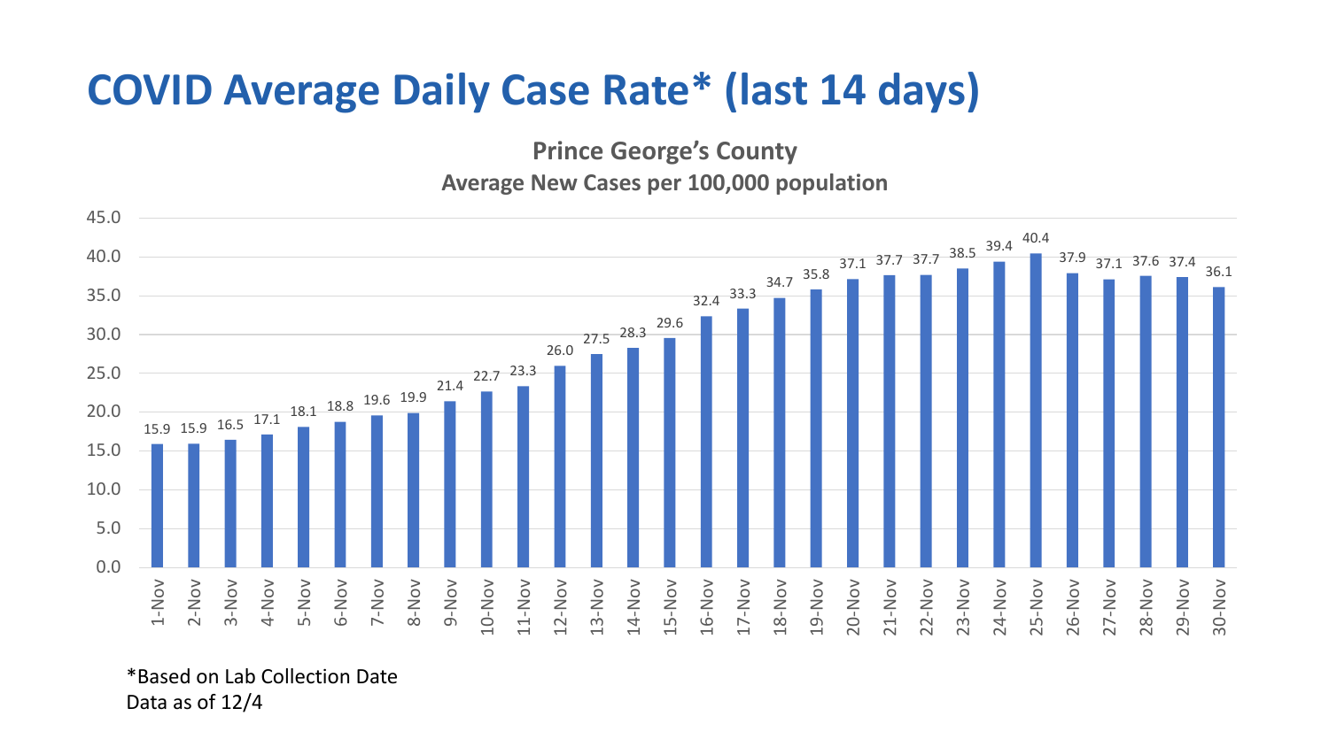# COVID Average Daily Case Rate* (last 14 days)

**Prince George's County**

**Average New Cases per 100,000 population**

| Date | Average New Cases per 100,000 population |
|---|---|
| 1-Nov | 15.9 |
| 2-Nov | 15.9 |
| 3-Nov | 16.5 |
| 4-Nov | 17.1 |
| 5-Nov | 18.1 |
| 6-Nov | 18.8 |
| 7-Nov | 19.6 |
| 8-Nov | 19.9 |
| 9-Nov | 21.4 |
| 10-Nov | 22.7 |
| 11-Nov | 23.3 |
| 12-Nov | 26.0 |
| 13-Nov | 27.5 |
| 14-Nov | 28.3 |
| 15-Nov | 29.6 |
| 16-Nov | 32.4 |
| 17-Nov | 33.3 |
| 18-Nov | 34.7 |
| 19-Nov | 35.8 |
| 20-Nov | 37.1 |
| 21-Nov | 37.7 |
| 22-Nov | 37.7 |
| 23-Nov | 38.5 |
| 24-Nov | 39.4 |
| 25-Nov | 40.4 |
| 26-Nov | 37.9 |
| 27-Nov | 37.1 |
| 28-Nov | 37.6 |
| 29-Nov | 37.4 |
| 30-Nov | 36.1 |

*Based on Lab Collection Date

Data as of 12/4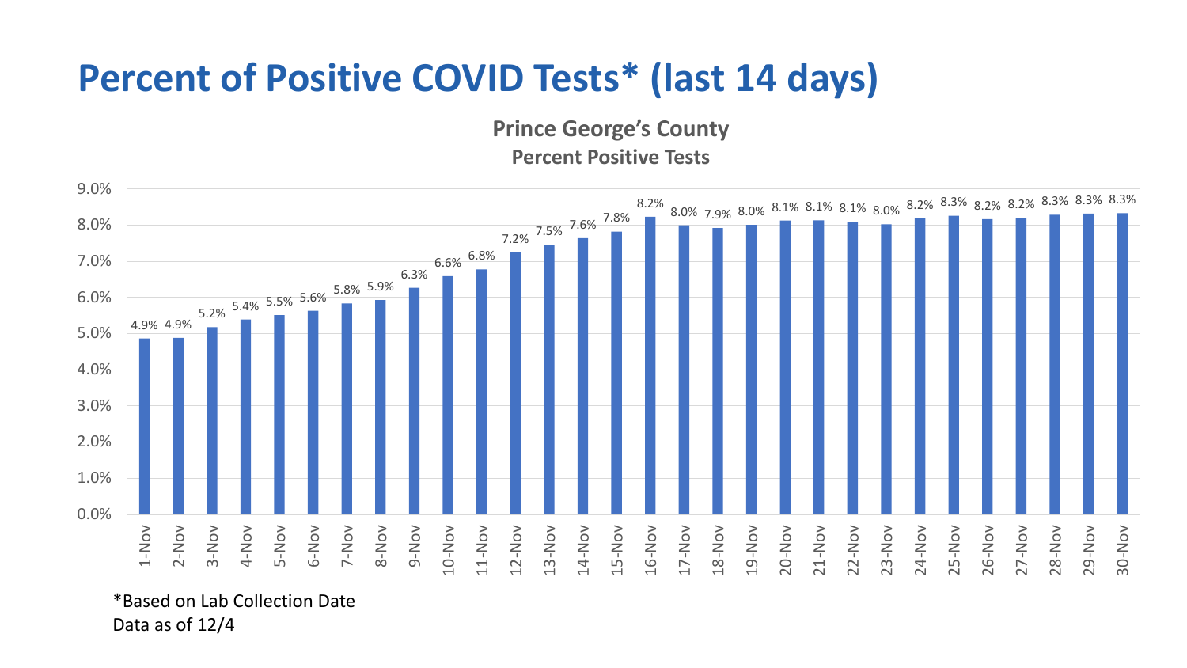# Percent of Positive COVID Tests* (last 14 days)

Prince George's County
Percent Positive Tests

9.0%
8.0%
7.0%
6.0%
5.0%
4.0%
3.0%
2.0%
1.0%
0.0%

4.9% 4.9% 5.2% 5.4% 5.5% 5.6% 5.8% 5.9% 6.3% 6.6% 6.8% 7.2% 7.5% 7.6% 7.8% 8.2% 8.0% 7.9% 8.0% 8.1% 8.1% 8.1% 8.0% 8.2% 8.3% 8.2% 8.2% 8.3% 8.3% 8.3%

1-Nov 2-Nov 3-Nov 4-Nov 5-Nov 6-Nov 7-Nov 8-Nov 9-Nov 10-Nov 11-Nov 12-Nov 13-Nov 14-Nov 15-Nov 16-Nov 17-Nov 18-Nov 19-Nov 20-Nov 21-Nov 22-Nov 23-Nov 24-Nov 25-Nov 26-Nov 27-Nov 28-Nov 29-Nov 30-Nov

*Based on Lab Collection Date
Data as of 12/4